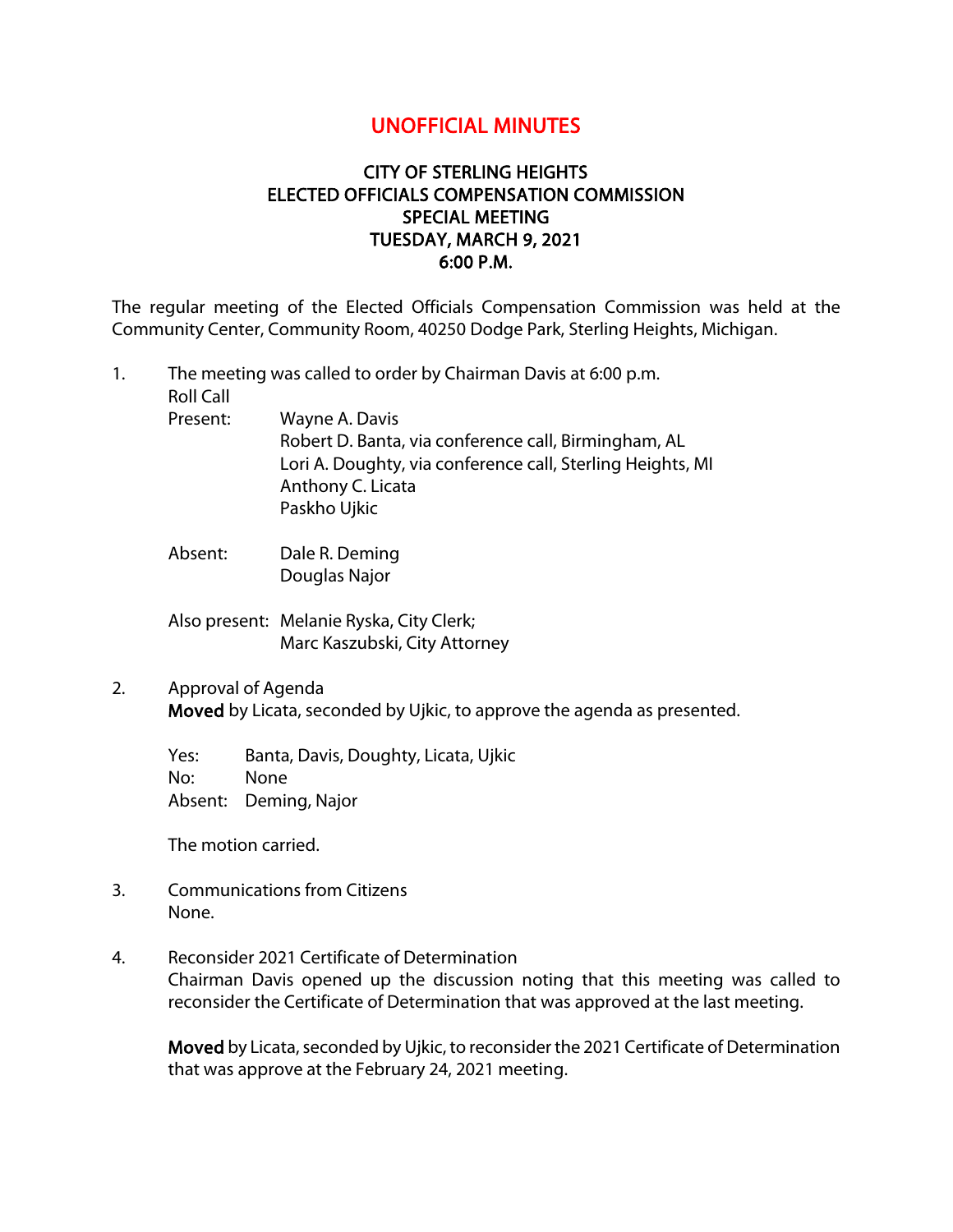# UNOFFICIAL MINUTES

## CITY OF STERLING HEIGHTS
## ELECTED OFFICIALS COMPENSATION COMMISSION
## SPECIAL MEETING
## TUESDAY, MARCH 9, 2021
## 6:00 P.M.

The regular meeting of the Elected Officials Compensation Commission was held at the Community Center, Community Room, 40250 Dodge Park, Sterling Heights, Michigan.

1. The meeting was called to order by Chairman Davis at 6:00 p.m.
   Roll Call
   Present: Wayne A. Davis
   Robert D. Banta, via conference call, Birmingham, AL
   Lori A. Doughty, via conference call, Sterling Heights, MI
   Anthony C. Licata
   Paskho Ujkic

   Absent: Dale R. Deming
   Douglas Najor

   Also present: Melanie Ryska, City Clerk;
   Marc Kaszubski, City Attorney

2. Approval of Agenda
   **Moved** by Licata, seconded by Ujkic, to approve the agenda as presented.

   Yes: Banta, Davis, Doughty, Licata, Ujkic
   No: None
   Absent: Deming, Najor

   The motion carried.

3. Communications from Citizens
   None.

4. Reconsider 2021 Certificate of Determination
   Chairman Davis opened up the discussion noting that this meeting was called to reconsider the Certificate of Determination that was approved at the last meeting.

   **Moved** by Licata, seconded by Ujkic, to reconsider the 2021 Certificate of Determination that was approve at the February 24, 2021 meeting.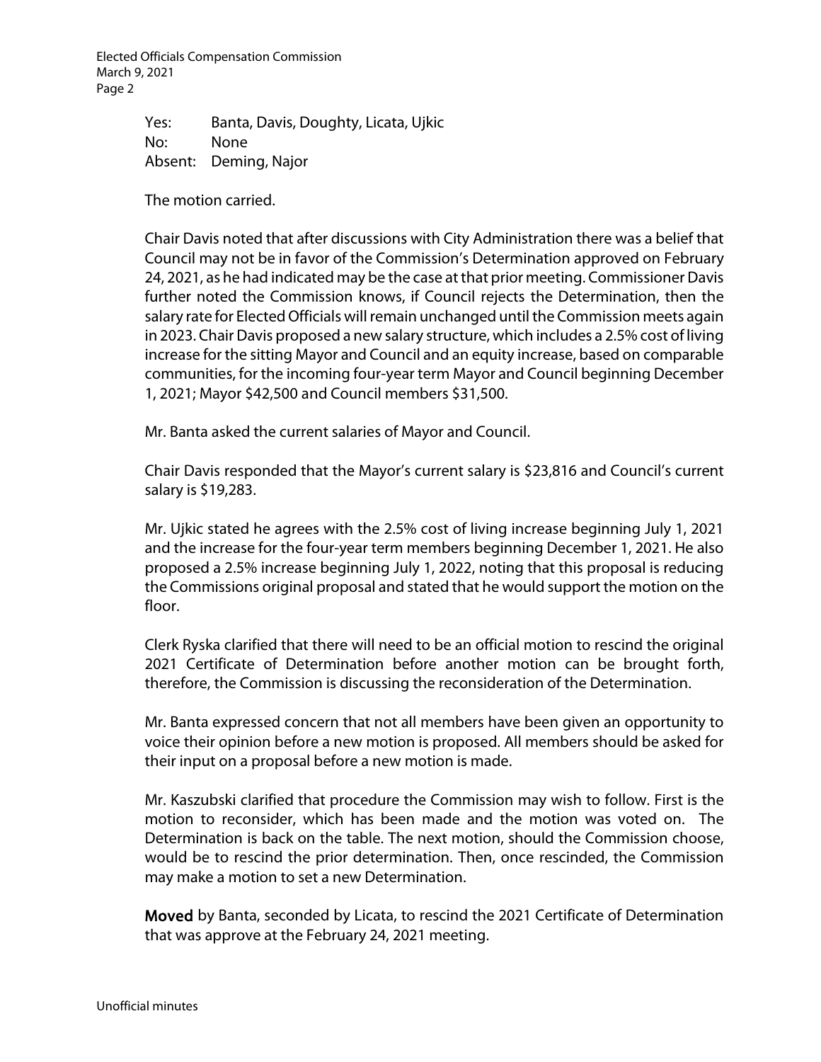Yes: Banta, Davis, Doughty, Licata, Ujkic
No: None
Absent: Deming, Najor

The motion carried.

Chair Davis noted that after discussions with City Administration there was a belief that Council may not be in favor of the Commission's Determination approved on February 24, 2021, as he had indicated may be the case at that prior meeting. Commissioner Davis further noted the Commission knows, if Council rejects the Determination, then the salary rate for Elected Officials will remain unchanged until the Commission meets again in 2023. Chair Davis proposed a new salary structure, which includes a 2.5% cost of living increase for the sitting Mayor and Council and an equity increase, based on comparable communities, for the incoming four-year term Mayor and Council beginning December 1, 2021; Mayor $42,500 and Council members $31,500.

Mr. Banta asked the current salaries of Mayor and Council.

Chair Davis responded that the Mayor's current salary is $23,816 and Council's current salary is $19,283.

Mr. Ujkic stated he agrees with the 2.5% cost of living increase beginning July 1, 2021 and the increase for the four-year term members beginning December 1, 2021. He also proposed a 2.5% increase beginning July 1, 2022, noting that this proposal is reducing the Commissions original proposal and stated that he would support the motion on the floor.

Clerk Ryska clarified that there will need to be an official motion to rescind the original 2021 Certificate of Determination before another motion can be brought forth, therefore, the Commission is discussing the reconsideration of the Determination.

Mr. Banta expressed concern that not all members have been given an opportunity to voice their opinion before a new motion is proposed. All members should be asked for their input on a proposal before a new motion is made.

Mr. Kaszubski clarified that procedure the Commission may wish to follow. First is the motion to reconsider, which has been made and the motion was voted on. The Determination is back on the table. The next motion, should the Commission choose, would be to rescind the prior determination. Then, once rescinded, the Commission may make a motion to set a new Determination.

**Moved** by Banta, seconded by Licata, to rescind the 2021 Certificate of Determination that was approve at the February 24, 2021 meeting.

Unofficial minutes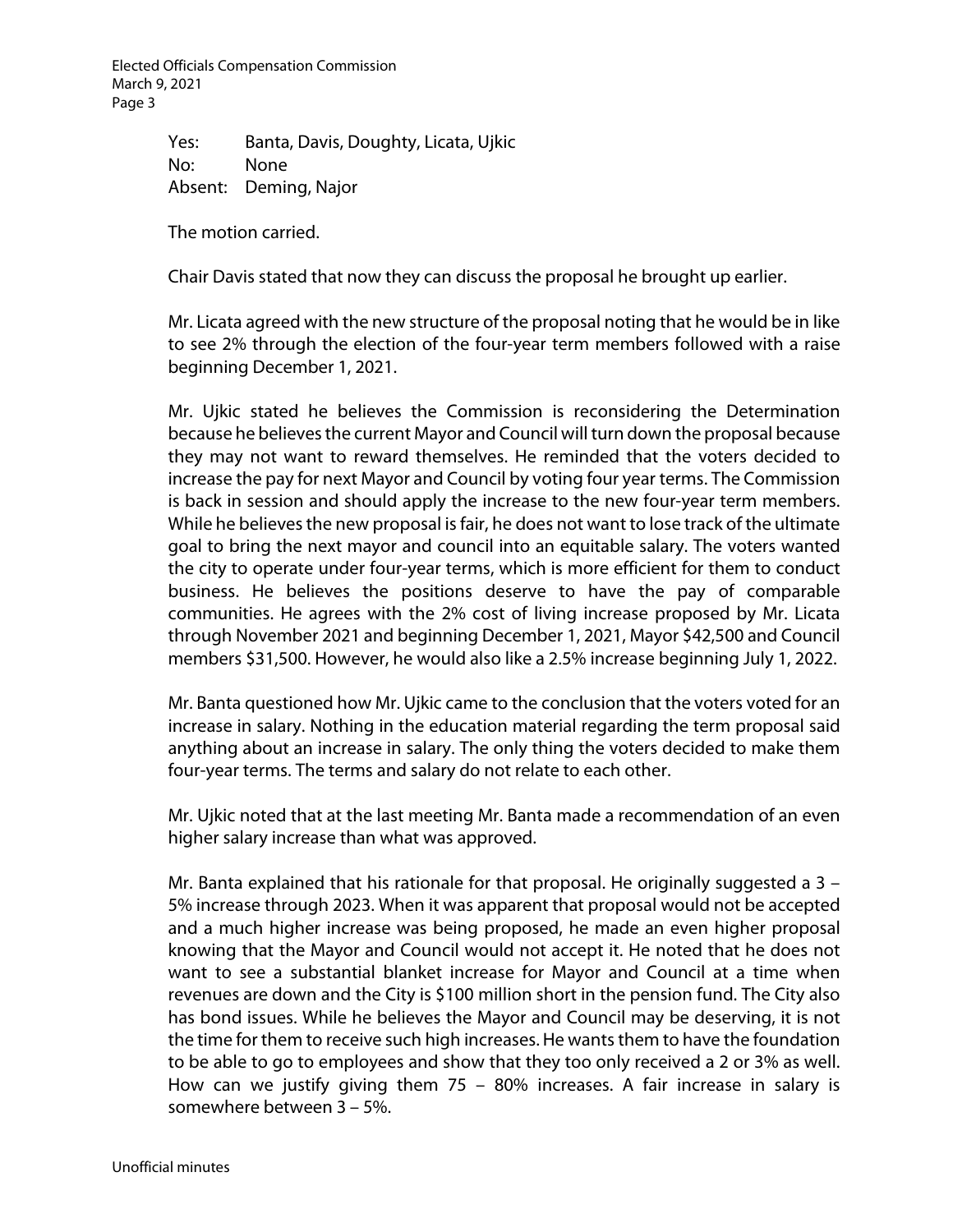Yes: Banta, Davis, Doughty, Licata, Ujkic
No: None
Absent: Deming, Najor

The motion carried.

Chair Davis stated that now they can discuss the proposal he brought up earlier.

Mr. Licata agreed with the new structure of the proposal noting that he would be in like to see 2% through the election of the four-year term members followed with a raise beginning December 1, 2021.

Mr. Ujkic stated he believes the Commission is reconsidering the Determination because he believes the current Mayor and Council will turn down the proposal because they may not want to reward themselves. He reminded that the voters decided to increase the pay for next Mayor and Council by voting four year terms. The Commission is back in session and should apply the increase to the new four-year term members. While he believes the new proposal is fair, he does not want to lose track of the ultimate goal to bring the next mayor and council into an equitable salary. The voters wanted the city to operate under four-year terms, which is more efficient for them to conduct business. He believes the positions deserve to have the pay of comparable communities. He agrees with the 2% cost of living increase proposed by Mr. Licata through November 2021 and beginning December 1, 2021, Mayor $42,500 and Council members $31,500. However, he would also like a 2.5% increase beginning July 1, 2022.

Mr. Banta questioned how Mr. Ujkic came to the conclusion that the voters voted for an increase in salary. Nothing in the education material regarding the term proposal said anything about an increase in salary. The only thing the voters decided to make them four-year terms. The terms and salary do not relate to each other.

Mr. Ujkic noted that at the last meeting Mr. Banta made a recommendation of an even higher salary increase than what was approved.

Mr. Banta explained that his rationale for that proposal. He originally suggested a 3 – 5% increase through 2023. When it was apparent that proposal would not be accepted and a much higher increase was being proposed, he made an even higher proposal knowing that the Mayor and Council would not accept it. He noted that he does not want to see a substantial blanket increase for Mayor and Council at a time when revenues are down and the City is $100 million short in the pension fund. The City also has bond issues. While he believes the Mayor and Council may be deserving, it is not the time for them to receive such high increases. He wants them to have the foundation to be able to go to employees and show that they too only received a 2 or 3% as well. How can we justify giving them 75 – 80% increases. A fair increase in salary is somewhere between 3 – 5%.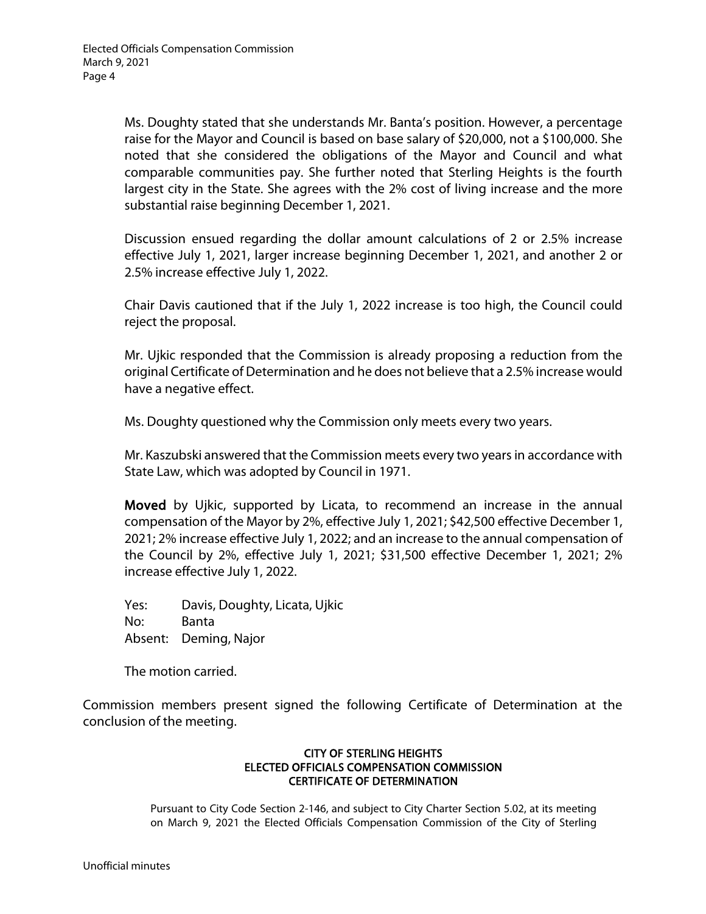Ms. Doughty stated that she understands Mr. Banta's position. However, a percentage raise for the Mayor and Council is based on base salary of $20,000, not a $100,000. She noted that she considered the obligations of the Mayor and Council and what comparable communities pay. She further noted that Sterling Heights is the fourth largest city in the State. She agrees with the 2% cost of living increase and the more substantial raise beginning December 1, 2021.

Discussion ensued regarding the dollar amount calculations of 2 or 2.5% increase effective July 1, 2021, larger increase beginning December 1, 2021, and another 2 or 2.5% increase effective July 1, 2022.

Chair Davis cautioned that if the July 1, 2022 increase is too high, the Council could reject the proposal.

Mr. Ujkic responded that the Commission is already proposing a reduction from the original Certificate of Determination and he does not believe that a 2.5% increase would have a negative effect.

Ms. Doughty questioned why the Commission only meets every two years.

Mr. Kaszubski answered that the Commission meets every two years in accordance with State Law, which was adopted by Council in 1971.

**Moved** by Ujkic, supported by Licata, to recommend an increase in the annual compensation of the Mayor by 2%, effective July 1, 2021; $42,500 effective December 1, 2021; 2% increase effective July 1, 2022; and an increase to the annual compensation of the Council by 2%, effective July 1, 2021; $31,500 effective December 1, 2021; 2% increase effective July 1, 2022.

Yes: Davis, Doughty, Licata, Ujkic
No: Banta
Absent: Deming, Najor

The motion carried.

Commission members present signed the following Certificate of Determination at the conclusion of the meeting.

**CITY OF STERLING HEIGHTS**
**ELECTED OFFICIALS COMPENSATION COMMISSION**
**CERTIFICATE OF DETERMINATION**

Pursuant to City Code Section 2-146, and subject to City Charter Section 5.02, at its meeting on March 9, 2021 the Elected Officials Compensation Commission of the City of Sterling

Unofficial minutes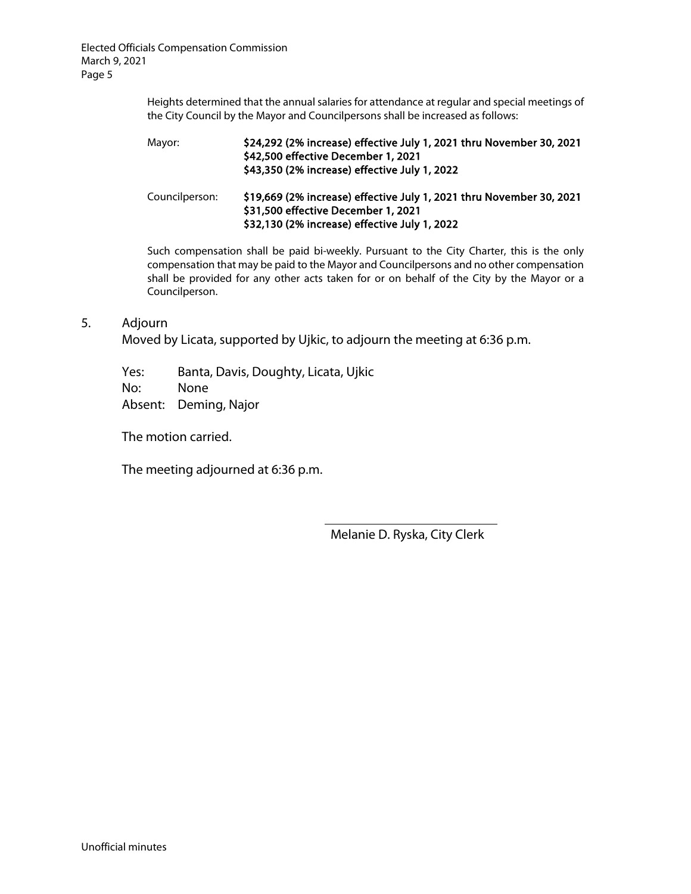Heights determined that the annual salaries for attendance at regular and special meetings of the City Council by the Mayor and Councilpersons shall be increased as follows:

| | |
|---|---|
| Mayor: | **$24,292 (2% increase) effective July 1, 2021 thru November 30, 2021**<br>**$42,500 effective December 1, 2021**<br>**$43,350 (2% increase) effective July 1, 2022** |
| Councilperson: | **$19,669 (2% increase) effective July 1, 2021 thru November 30, 2021**<br>**$31,500 effective December 1, 2021**<br>**$32,130 (2% increase) effective July 1, 2022** |

Such compensation shall be paid bi-weekly. Pursuant to the City Charter, this is the only compensation that may be paid to the Mayor and Councilpersons and no other compensation shall be provided for any other acts taken for or on behalf of the City by the Mayor or a Councilperson.

5. Adjourn

Moved by Licata, supported by Ujkic, to adjourn the meeting at 6:36 p.m.

Yes: Banta, Davis, Doughty, Licata, Ujkic
No: None
Absent: Deming, Najor

The motion carried.

The meeting adjourned at 6:36 p.m.

Melanie D. Ryska, City Clerk

Unofficial minutes